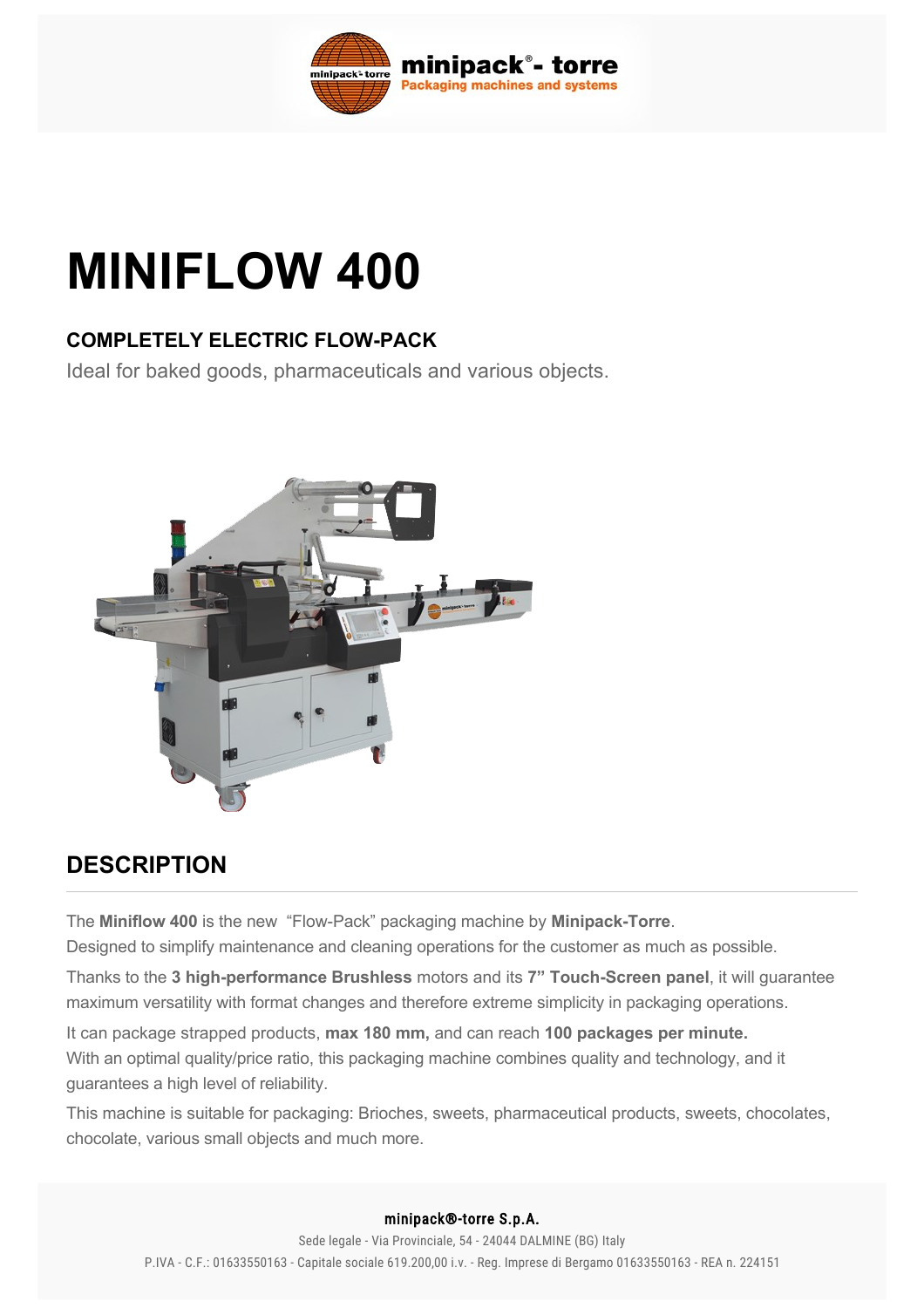# MINIFLOW 400

### COMPLETELY ELECTRIC FLOW-PACK

Ideal for baked goods, pharmaceuticals and various objects.

## DESCRIPTION

The **Miniflow 400** is the new "Flow-Pack" packaging machine by **Minipack-Torre**.
Designed to simplify maintenance and cleaning operations for the customer as much as possible.

Thanks to the **3 high-performance Brushless** motors and its **7" Touch-Screen panel**, it will guarantee maximum versatility with format changes and therefore extreme simplicity in packaging operations.

It can package strapped products, **max 180 mm,** and can reach **100 packages per minute.**
With an optimal quality/price ratio, this packaging machine combines quality and technology, and it guarantees a high level of reliability.

This machine is suitable for packaging: Brioches, sweets, pharmaceutical products, sweets, chocolates, chocolate, various small objects and much more.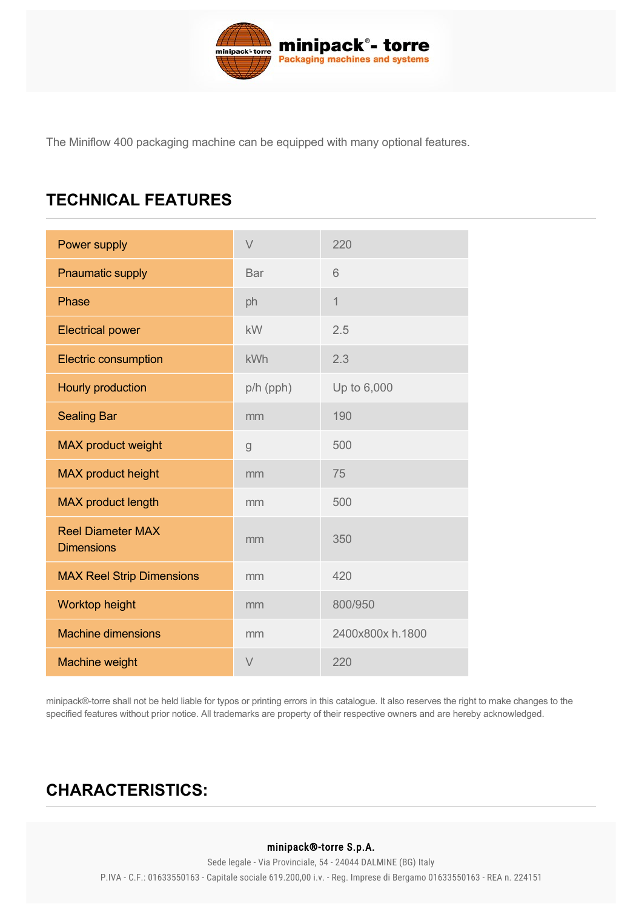The Miniflow 400 packaging machine can be equipped with many optional features.

## TECHNICAL FEATURES

| Power supply | V | 220 |
|---|---|---|
| Pnaumatic supply | Bar | 6 |
| Phase | ph | 1 |
| Electrical power | kW | 2.5 |
| Electric consumption | kWh | 2.3 |
| Hourly production | p/h (pph) | Up to 6,000 |
| Sealing Bar | mm | 190 |
| MAX product weight | g | 500 |
| MAX product height | mm | 75 |
| MAX product length | mm | 500 |
| Reel Diameter MAX Dimensions | mm | 350 |
| MAX Reel Strip Dimensions | mm | 420 |
| Worktop height | mm | 800/950 |
| Machine dimensions | mm | 2400x800x h.1800 |
| Machine weight | V | 220 |

minipack®-torre shall not be held liable for typos or printing errors in this catalogue. It also reserves the right to make changes to the specified features without prior notice. All trademarks are property of their respective owners and are hereby acknowledged.

## CHARACTERISTICS: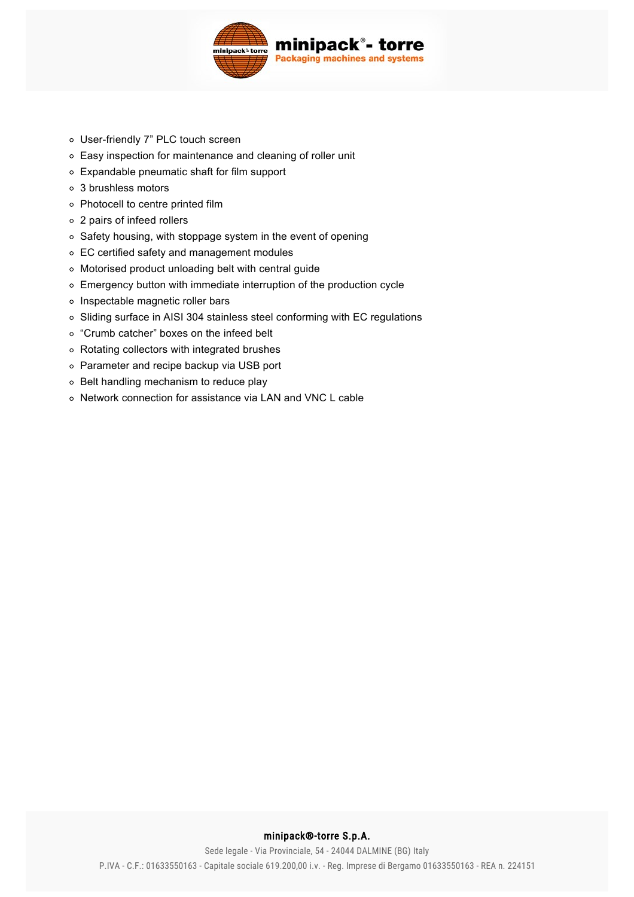- User-friendly 7” PLC touch screen
- Easy inspection for maintenance and cleaning of roller unit
- Expandable pneumatic shaft for film support
- 3 brushless motors
- Photocell to centre printed film
- 2 pairs of infeed rollers
- Safety housing, with stoppage system in the event of opening
- EC certified safety and management modules
- Motorised product unloading belt with central guide
- Emergency button with immediate interruption of the production cycle
- Inspectable magnetic roller bars
- Sliding surface in AISI 304 stainless steel conforming with EC regulations
- “Crumb catcher” boxes on the infeed belt
- Rotating collectors with integrated brushes
- Parameter and recipe backup via USB port
- Belt handling mechanism to reduce play
- Network connection for assistance via LAN and VNC L cable